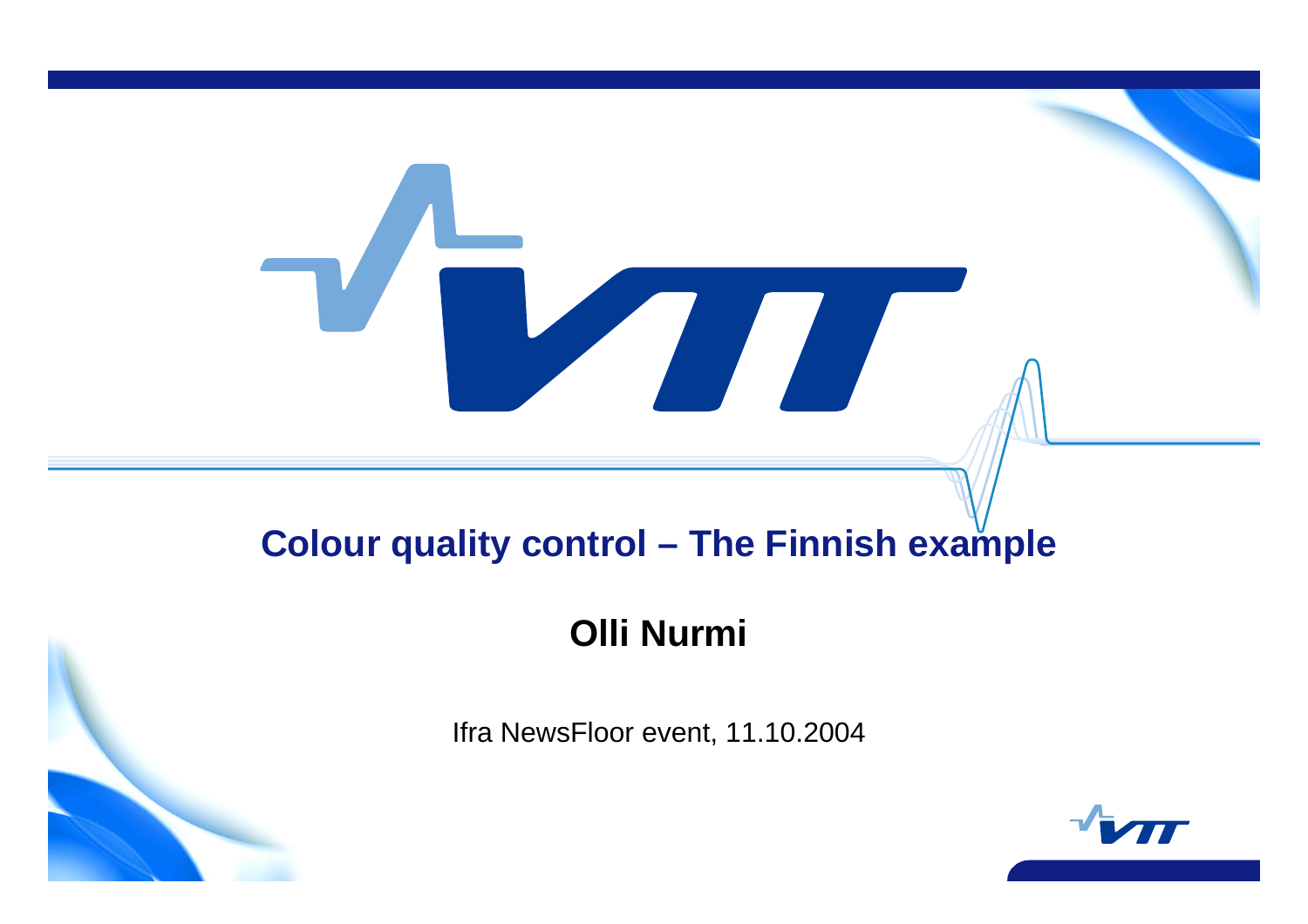# Colour quality control – The Finnish example

**Olli Nurmi**

Ifra NewsFloor event, 11.10.2004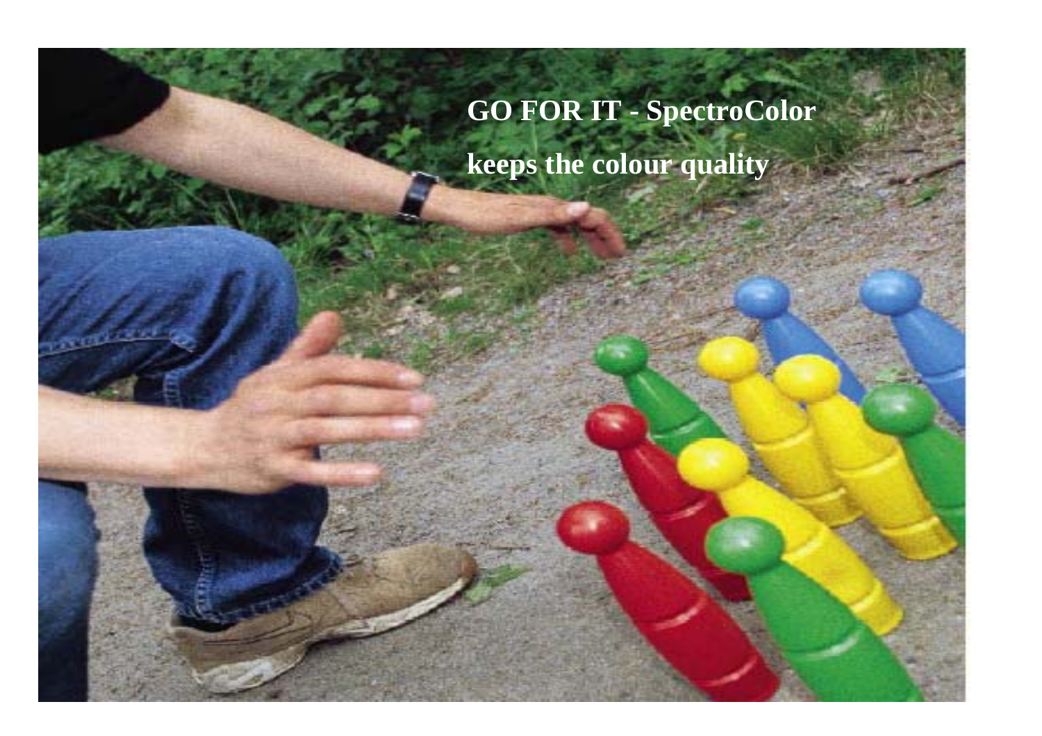**GO FOR IT - SpectroColor**

**keeps the colour quality**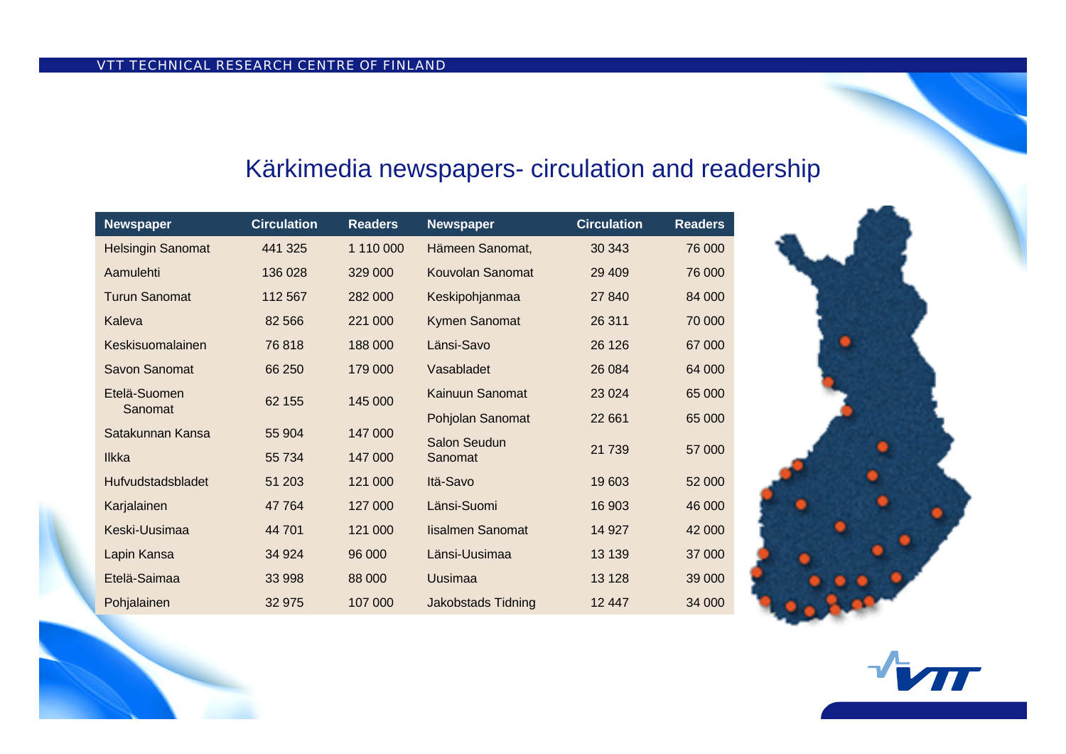# Kärkimedia newspapers- circulation and readership

| Newspaper | Circulation | Readers | Newspaper | Circulation | Readers |
|---|---|---|---|---|---|
| Helsingin Sanomat | 441 325 | 1 110 000 | Hämeen Sanomat, | 30 343 | 76 000 |
| Aamulehti | 136 028 | 329 000 | Kouvolan Sanomat | 29 409 | 76 000 |
| Turun Sanomat | 112 567 | 282 000 | Keskipohjanmaa | 27 840 | 84 000 |
| Kaleva | 82 566 | 221 000 | Kymen Sanomat | 26 311 | 70 000 |
| Keskisuomalainen | 76 818 | 188 000 | Länsi-Savo | 26 126 | 67 000 |
| Savon Sanomat | 66 250 | 179 000 | Vasabladet | 26 084 | 64 000 |
| Etelä-Suomen Sanomat | 62 155 | 145 000 | Kainuun Sanomat | 23 024 | 65 000 |
| | | | Pohjolan Sanomat | 22 661 | 65 000 |
| Satakunnan Kansa | 55 904 | 147 000 | Salon Seudun Sanomat | 21 739 | 57 000 |
| Ilkka | 55 734 | 147 000 | | | |
| Hufvudstadsbladet | 51 203 | 121 000 | Itä-Savo | 19 603 | 52 000 |
| Karjalainen | 47 764 | 127 000 | Länsi-Suomi | 16 903 | 46 000 |
| Keski-Uusimaa | 44 701 | 121 000 | Iisalmen Sanomat | 14 927 | 42 000 |
| Lapin Kansa | 34 924 | 96 000 | Länsi-Uusimaa | 13 139 | 37 000 |
| Etelä-Saimaa | 33 998 | 88 000 | Uusimaa | 13 128 | 39 000 |
| Pohjalainen | 32 975 | 107 000 | Jakobstads Tidning | 12 447 | 34 000 |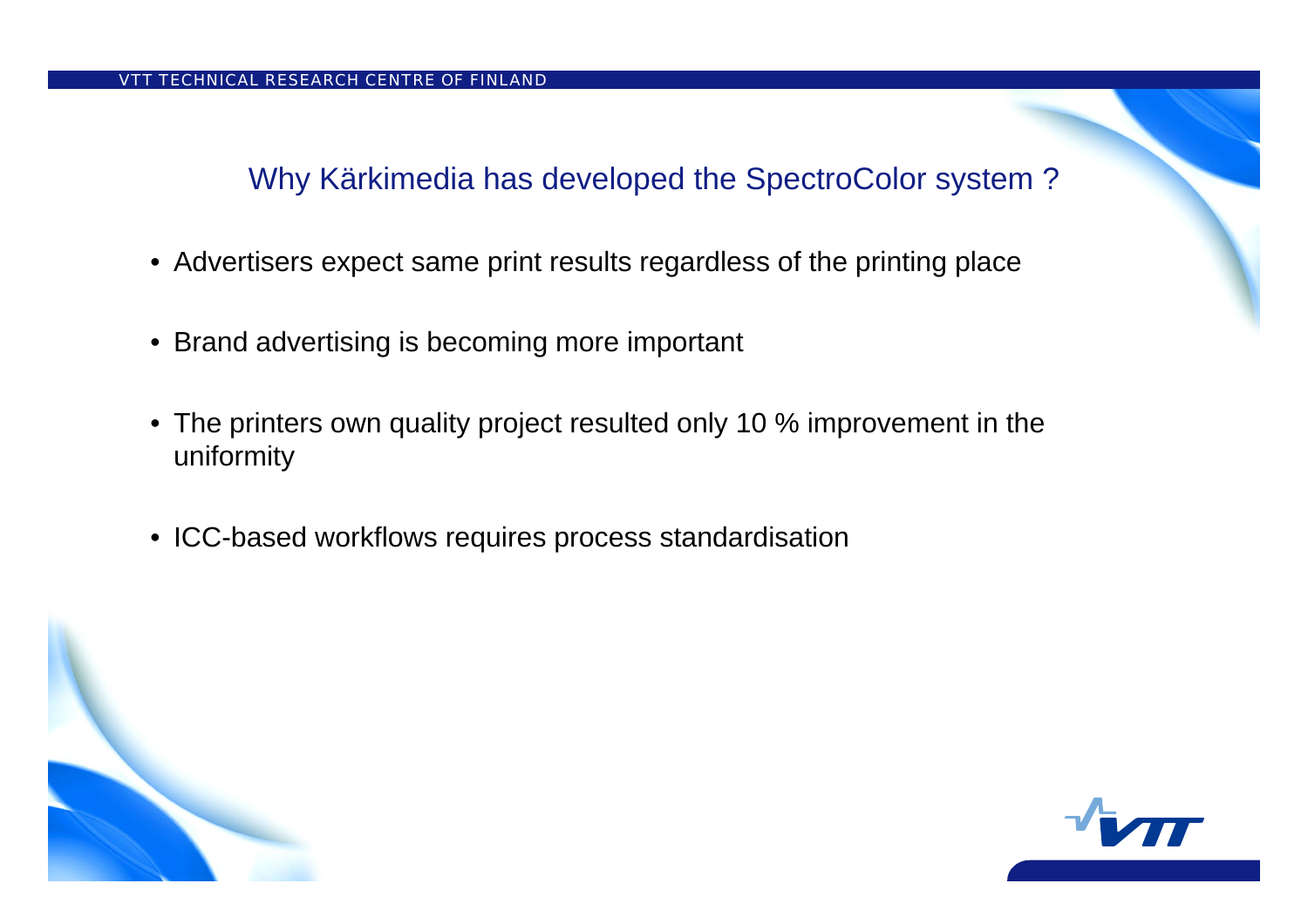## Why Kärkimedia has developed the SpectroColor system ?

- Advertisers expect same print results regardless of the printing place
- Brand advertising is becoming more important
- The printers own quality project resulted only 10 % improvement in the uniformity
- ICC-based workflows requires process standardisation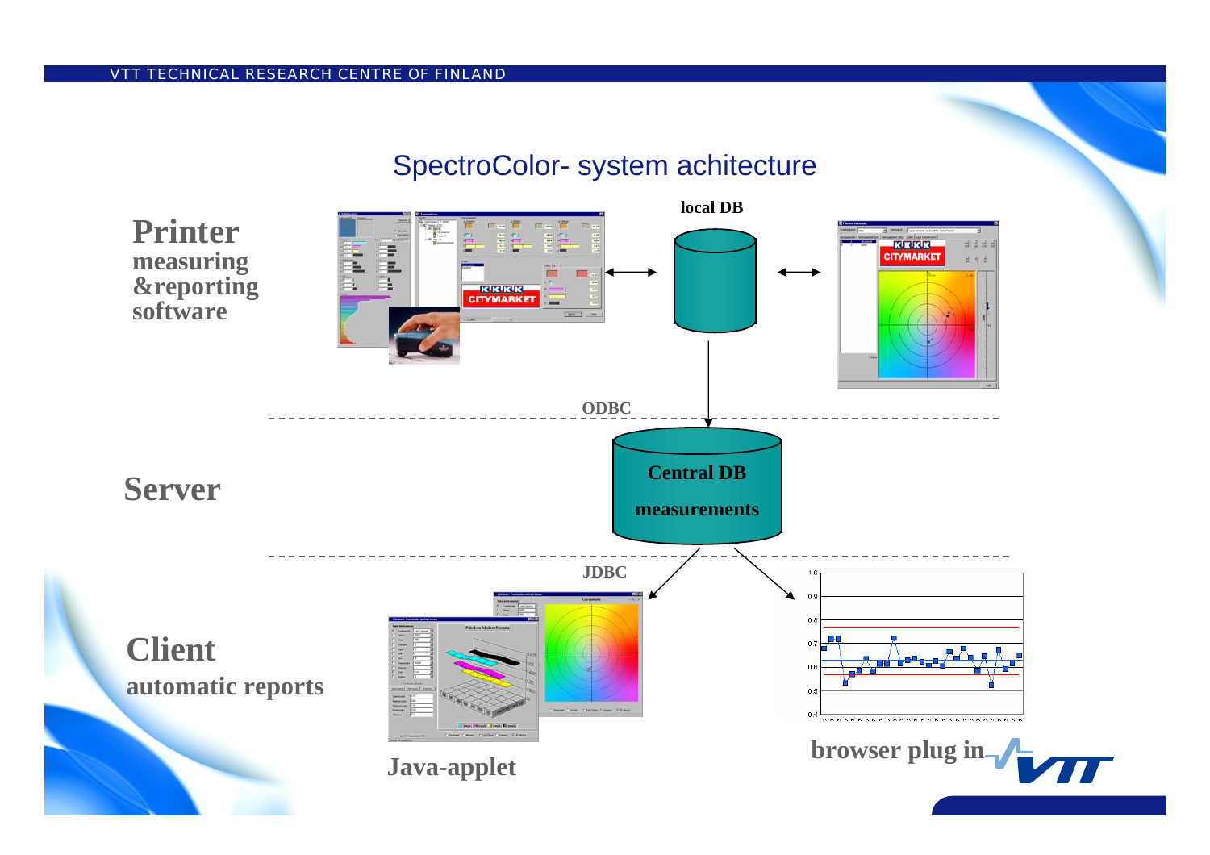# SpectroColor- system achitecture

**Printer**
**measuring &reporting software**

local DB

ODBC

**Server**

Central DB
measurements

JDBC

**Client**
**automatic reports**

Java-applet

browser plug in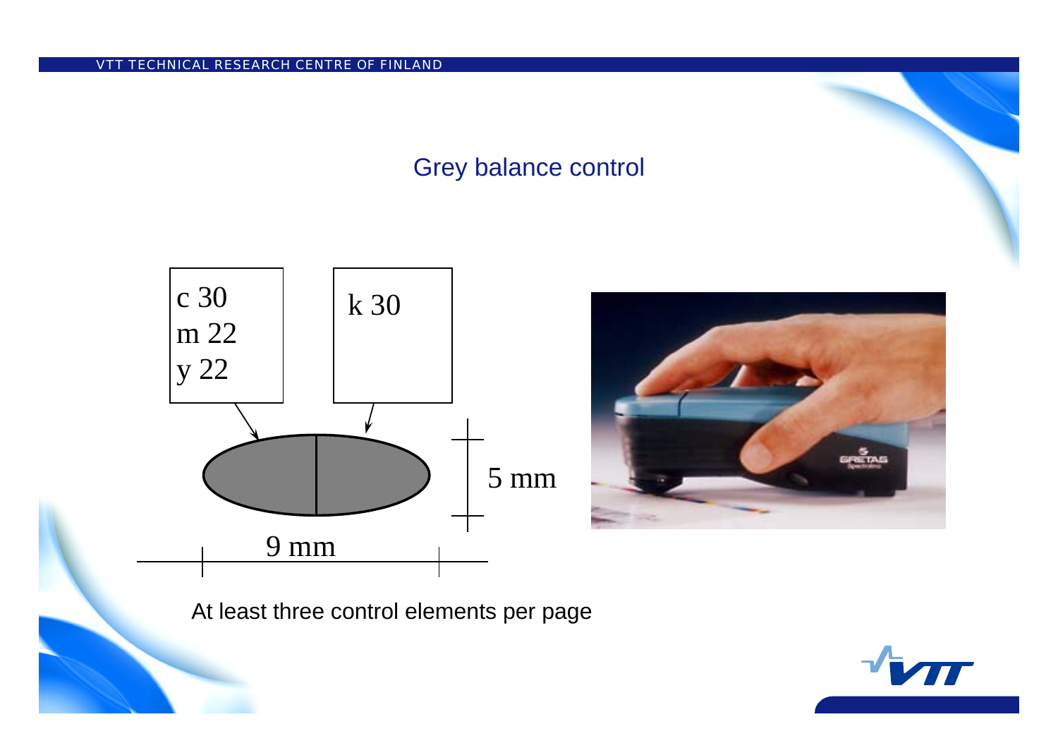## Grey balance control

c 30
m 22
y 22

k 30

5 mm

9 mm

At least three control elements per page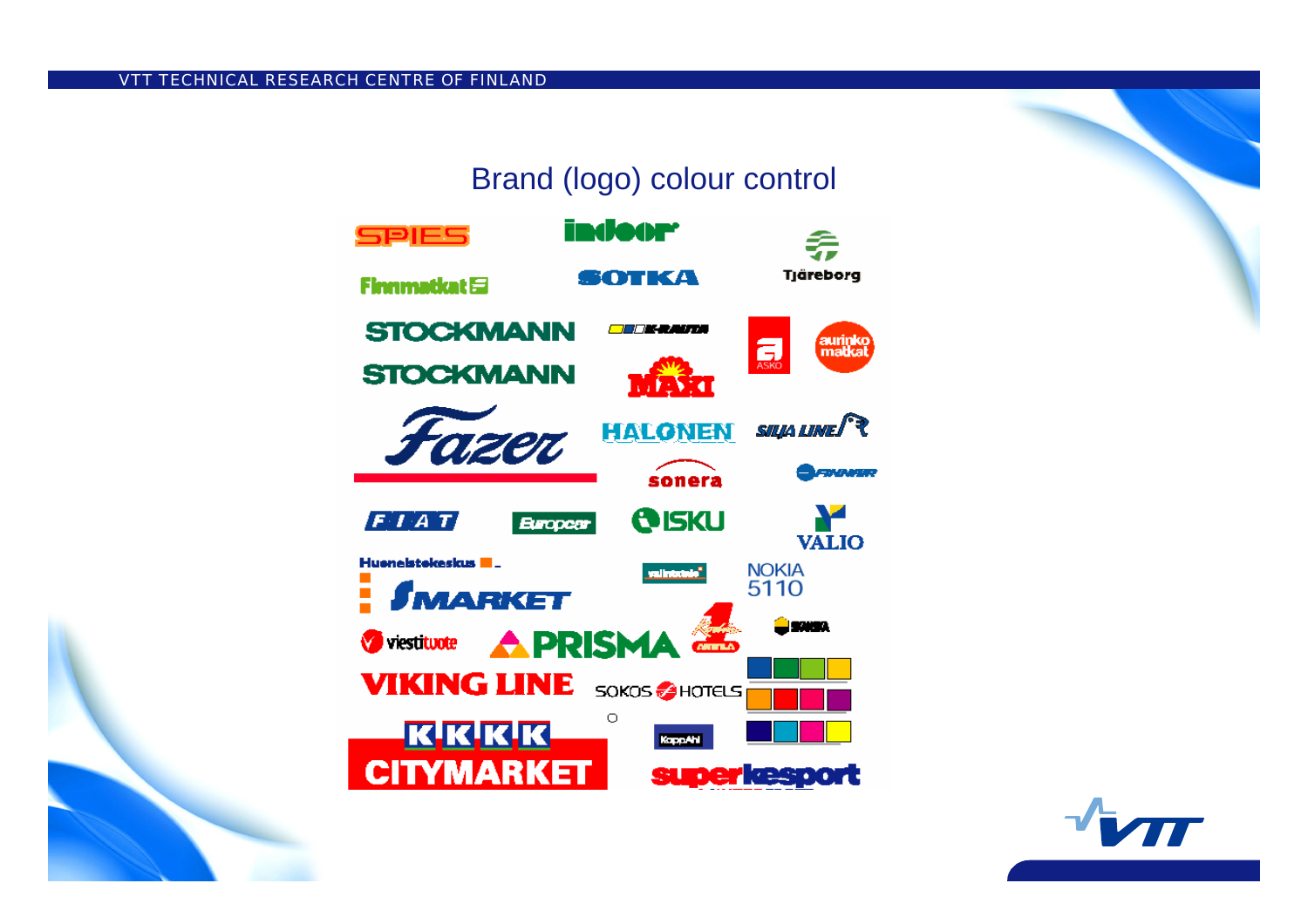# Brand (logo) colour control

SPIES

indoor

Tjäreborg

Finnmatkat

SOTKA

STOCKMANN

K-RAUTA

ASKO

aurinko matkat

STOCKMANN

MAXI

Fazer

HALONEN

SILJA LINE

sonera

FINNAIR

FIAT

Europcar

ISKU

VALIO

Huonekalukeskus

S MARKET

NOKIA 5110

viestituote

PRISMA

SOKOS HOTELS

VIKING LINE

KKKK CITYMARKET

KappAhl

superkesport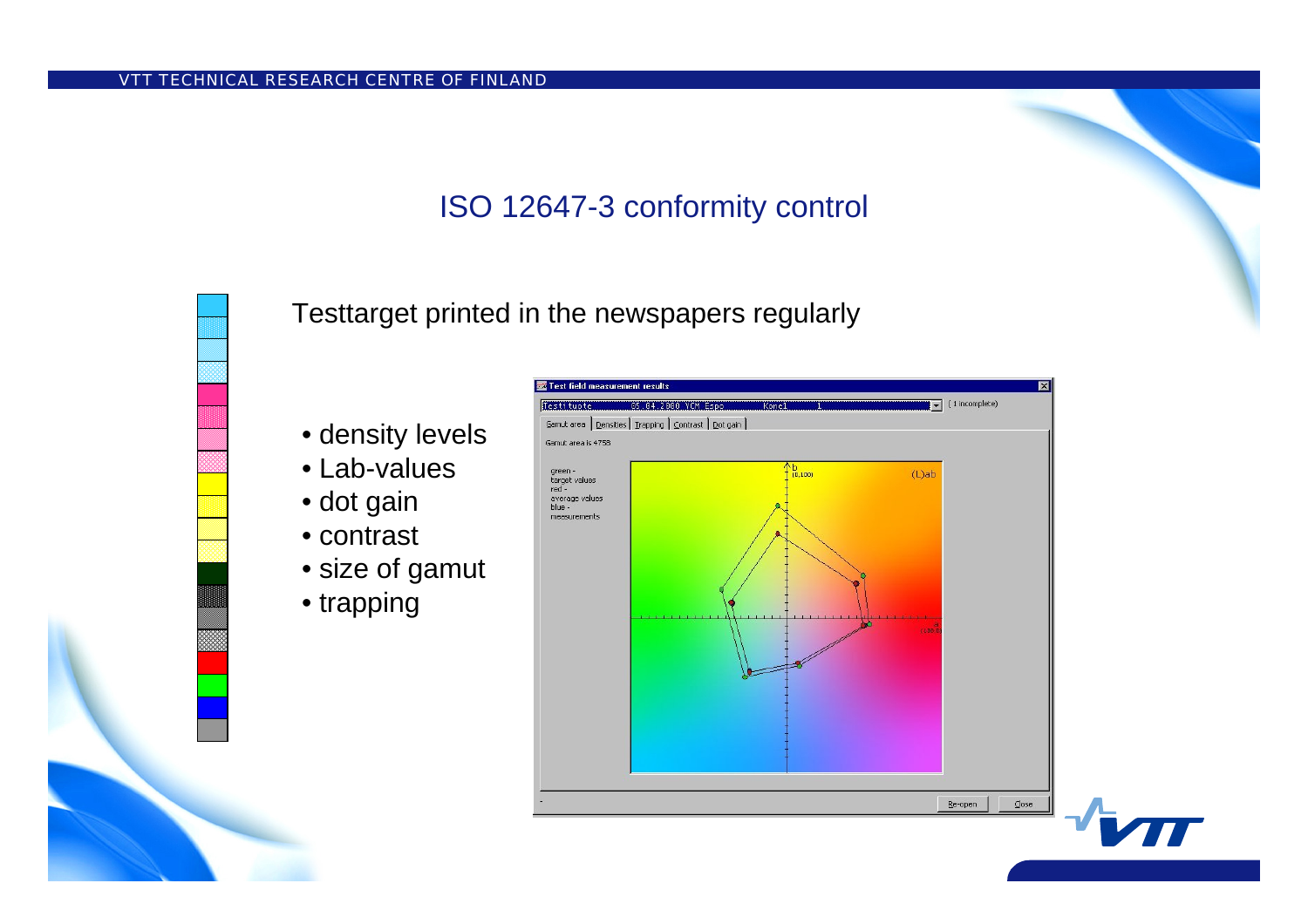# ISO 12647-3 conformity control

Testtarget printed in the newspapers regularly

- density levels
- Lab-values
- dot gain
- contrast
- size of gamut
- trapping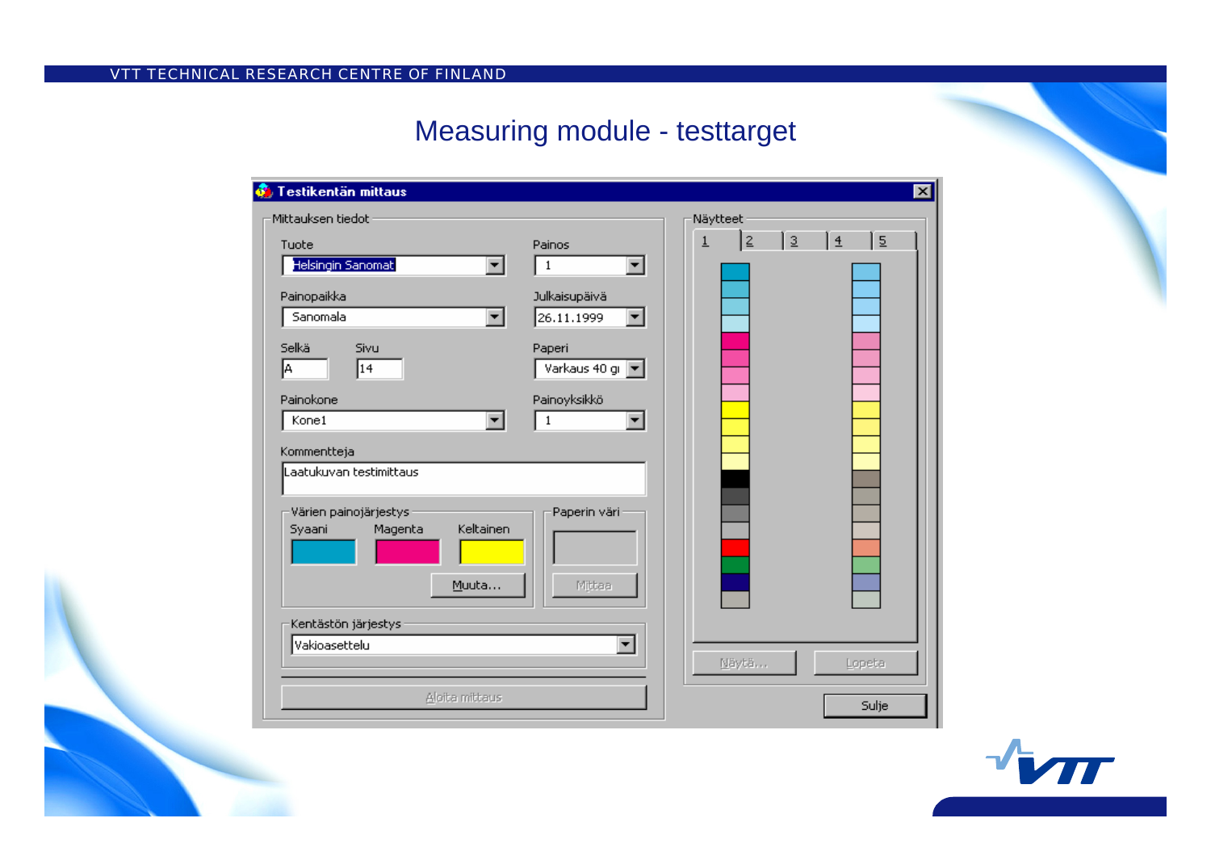# Measuring module - testtarget

**Testikentän mittaus**

Mittauksen tiedot

Tuote: Helsingin Sanomat

Painos: 1

Painopaikka: Sanomala

Julkaisupäivä: 26.11.1999

Selkä: A

Sivu: 14

Paperi: Varkaus 40 g

Painokone: Kone1

Painoyksikkö: 1

Kommentteja: Laatukuvan testimittaus

Värien painojärjestys: Syaani, Magenta, Keltainen

Muuta...

Paperin väri

Mittaa

Kentästön järjestys: Vakioasettelu

Aloita mittaus

Näytteet: 1, 2, 3, 4, 5

Näytä...

Lopeta

Sulje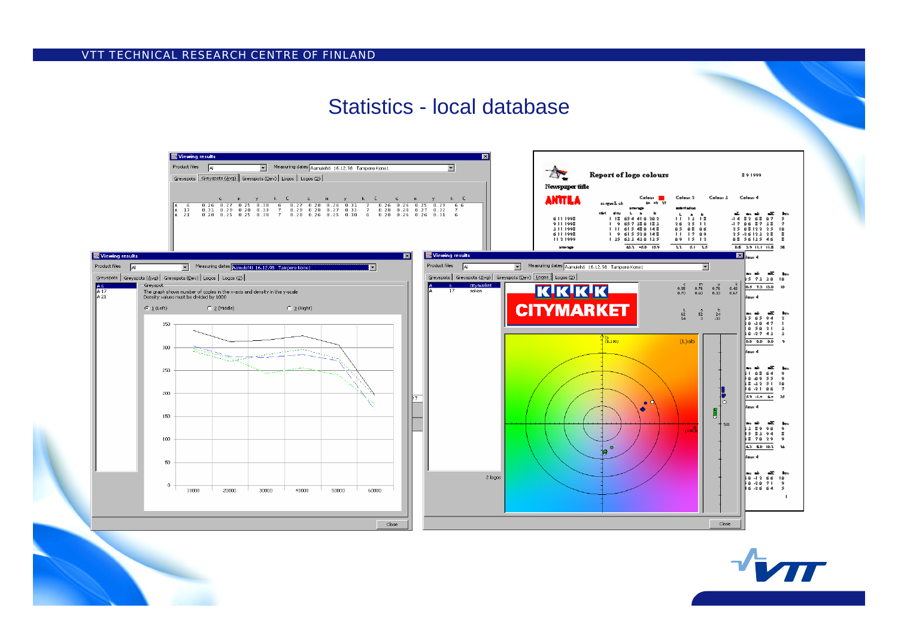# Statistics - local database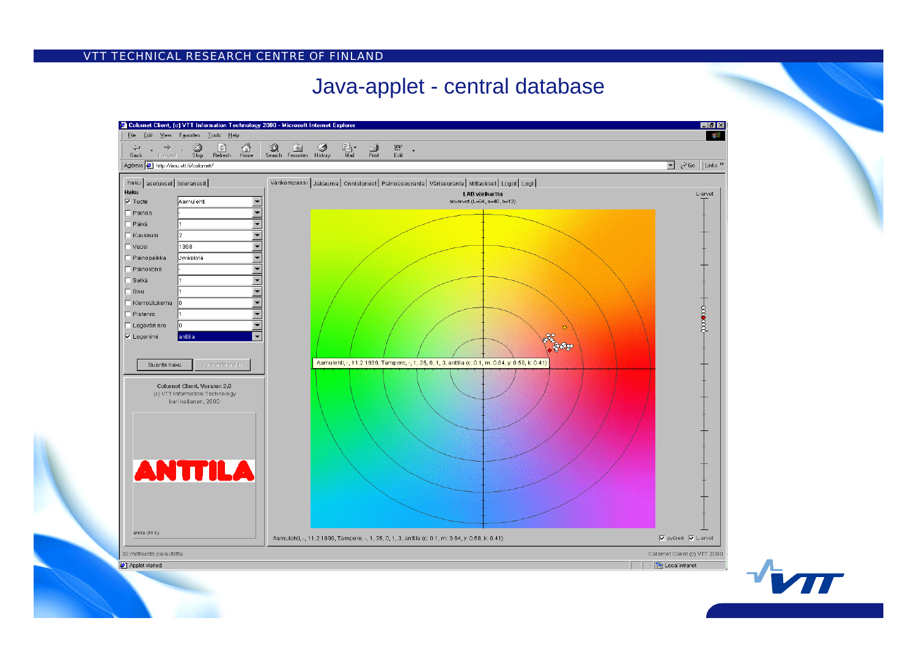# Java-applet - central database

Colornet Client, (c) VTT Information Technology 2000 - Microsoft Internet Explorer

File Edit View Favorites Tools Help

Address http://inru.vtt.fi/colornet/

haku | asetukset | toleranssit

Haku

- [x] Tuote — Aamulehti
- [ ] Painos — -
- [ ] Päivä — 1
- [ ] Kuukausi — 2
- [ ] Vuosi — 1998
- [ ] Painopaikka — Jyväskylä
- [ ] Painokone — -
- [ ] Selkä — 1
- [ ] Sivu — 1
- [ ] Kierroslukema — 0
- [ ] Pistenro — 1
- [ ] Logovari nro — 0
- [x] Logonimi — anttila

Suorita haku | Keskeytä haku

Colornet Client, Version 2.0
(c) VTT Information Technology
kari kaitanen, 2000

ANTTILA

anttila (89 %)

Värikompassi | Jakauma | Onnistuneet | Painosseuranta | Värisuuranta | Mittaukset | Logot | Logi

LAB värikartta
ab-arvot (L=64, a=40, b=12)

L-arvot

Aamulehti, -, 11.2.1999, Tampere, -, 1, 35, 0, 1, 3, anttila (c: 0.1, m: 0.64, y: 0.58, k: 0.41)

Aamulehti, -, 11.2.1999, Tampere, -, 1, 35, 0, 1, 3, anttila (c: 0.1, m: 0.64, y: 0.58, k: 0.41)

- [x] pyöreä
- [x] L-arvot

39 mittausta palautettu

Colornet Client (c) VTT 2000

Applet started

Local intranet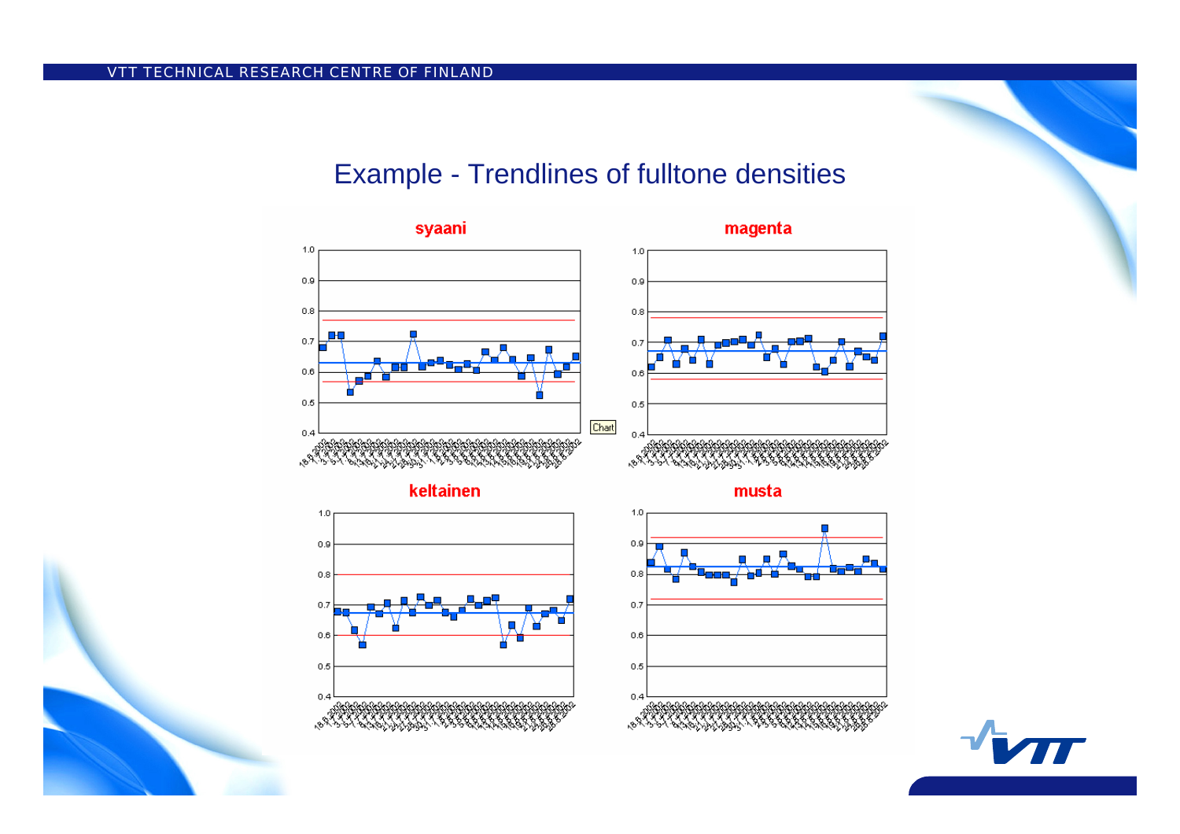# Example - Trendlines of fulltone densities

syaani

magenta

keltainen

musta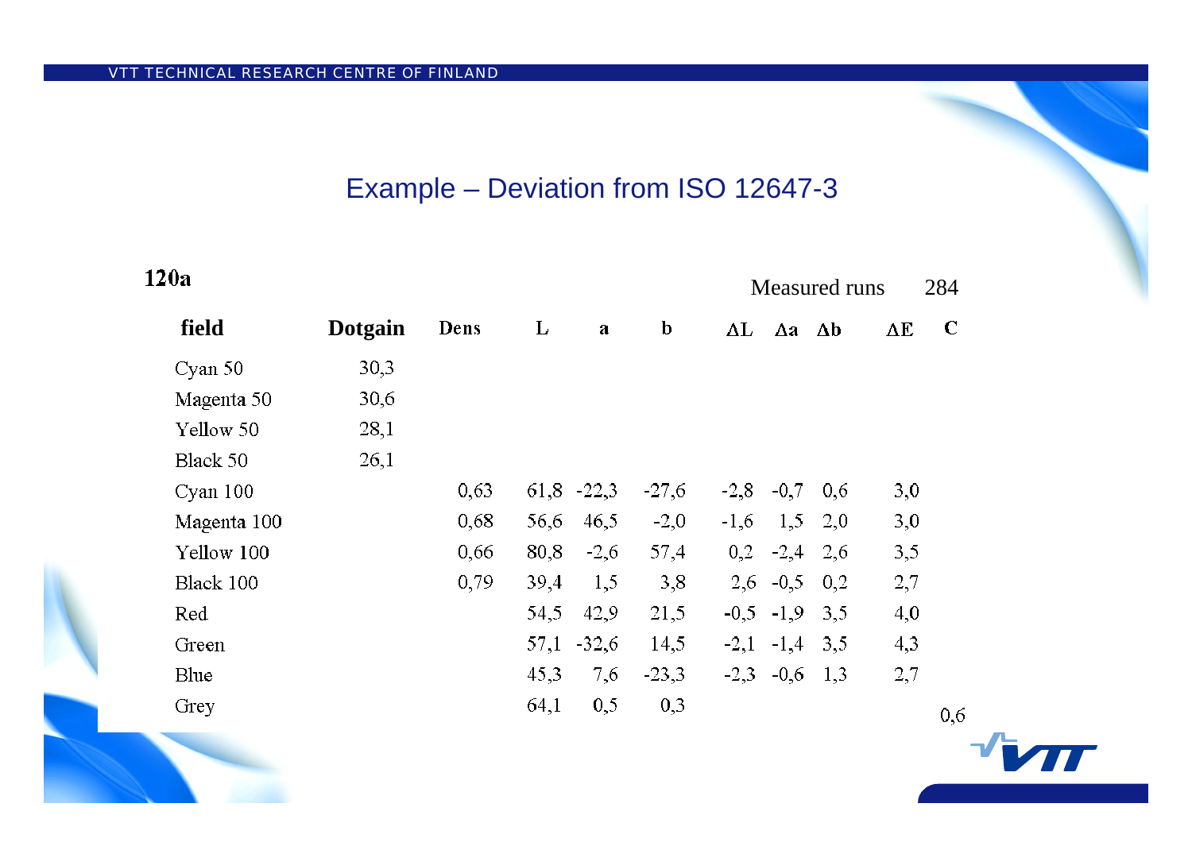# Example – Deviation from ISO 12647-3

**120a**

Measured runs 284

| field | Dotgain | Dens | L | a | b | ΔL | Δa | Δb | ΔE | C |
|---|---|---|---|---|---|---|---|---|---|---|
| Cyan 50 | 30,3 | | | | | | | | | |
| Magenta 50 | 30,6 | | | | | | | | | |
| Yellow 50 | 28,1 | | | | | | | | | |
| Black 50 | 26,1 | | | | | | | | | |
| Cyan 100 | | 0,63 | 61,8 | -22,3 | -27,6 | -2,8 | -0,7 | 0,6 | 3,0 | |
| Magenta 100 | | 0,68 | 56,6 | 46,5 | -2,0 | -1,6 | 1,5 | 2,0 | 3,0 | |
| Yellow 100 | | 0,66 | 80,8 | -2,6 | 57,4 | 0,2 | -2,4 | 2,6 | 3,5 | |
| Black 100 | | 0,79 | 39,4 | 1,5 | 3,8 | 2,6 | -0,5 | 0,2 | 2,7 | |
| Red | | | 54,5 | 42,9 | 21,5 | -0,5 | -1,9 | 3,5 | 4,0 | |
| Green | | | 57,1 | -32,6 | 14,5 | -2,1 | -1,4 | 3,5 | 4,3 | |
| Blue | | | 45,3 | 7,6 | -23,3 | -2,3 | -0,6 | 1,3 | 2,7 | |
| Grey | | | 64,1 | 0,5 | 0,3 | | | | | 0,6 |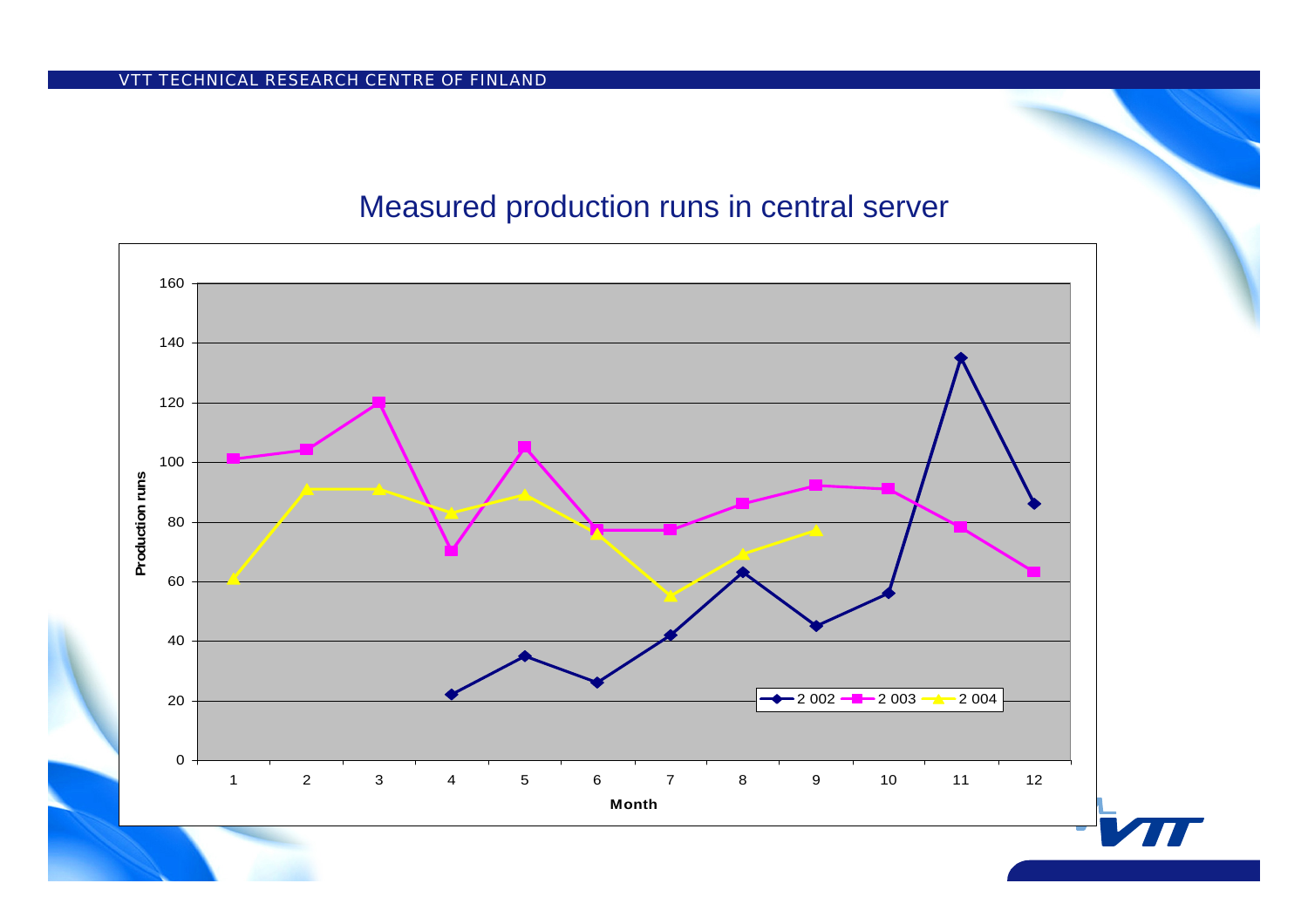# Measured production runs in central server

| Month | 2 002 | 2 003 | 2 004 |
|---|---|---|---|
| 1 | | 101 | 61 |
| 2 | | 104 | 91 |
| 3 | | 120 | 91 |
| 4 | 22 | 70 | 83 |
| 5 | 35 | 105 | 89 |
| 6 | 26 | 77 | 76 |
| 7 | 42 | 77 | 55 |
| 8 | 63 | 86 | 69 |
| 9 | 45 | 92 | 77 |
| 10 | 56 | 91 | |
| 11 | 135 | 78 | |
| 12 | 86 | 63 | |

*Y-axis: Production runs (0–160); X-axis: Month (values read approximately from chart)*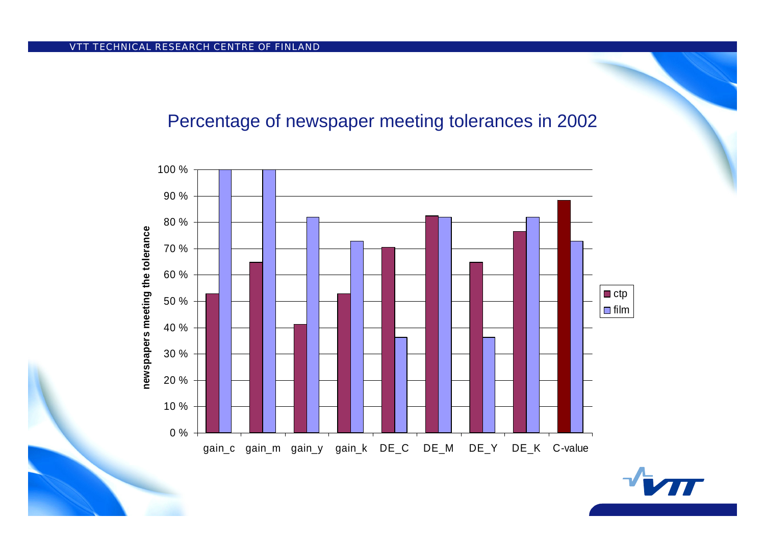## Percentage of newspaper meeting tolerances in 2002

newspapers meeting the tolerance

100 %
90 %
80 %
70 %
60 %
50 %
40 %
30 %
20 %
10 %
0 %

gain_c gain_m gain_y gain_k DE_C DE_M DE_Y DE_K C-value

ctp
film